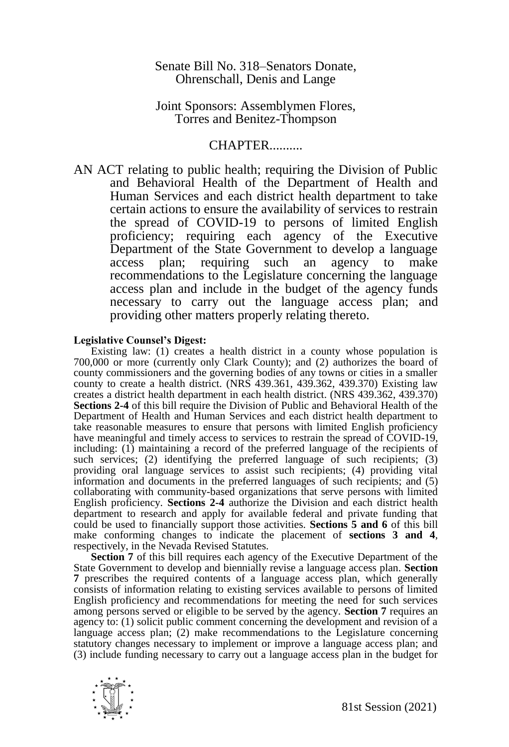Senate Bill No. 318–Senators Donate, Ohrenschall, Denis and Lange

Joint Sponsors: Assemblymen Flores, Torres and Benitez-Thompson

CHAPTER..........

AN ACT relating to public health; requiring the Division of Public and Behavioral Health of the Department of Health and Human Services and each district health department to take certain actions to ensure the availability of services to restrain the spread of COVID-19 to persons of limited English proficiency; requiring each agency of the Executive Department of the State Government to develop a language access plan; requiring such an agency to make recommendations to the Legislature concerning the language access plan and include in the budget of the agency funds necessary to carry out the language access plan; and providing other matters properly relating thereto.

**Legislative Counsel's Digest:**

Existing law: (1) creates a health district in a county whose population is 700,000 or more (currently only Clark County); and (2) authorizes the board of county commissioners and the governing bodies of any towns or cities in a smaller county to create a health district. (NRS 439.361, 439.362, 439.370) Existing law creates a district health department in each health district. (NRS 439.362, 439.370) **Sections 2-4** of this bill require the Division of Public and Behavioral Health of the Department of Health and Human Services and each district health department to take reasonable measures to ensure that persons with limited English proficiency have meaningful and timely access to services to restrain the spread of COVID-19, including: (1) maintaining a record of the preferred language of the recipients of such services; (2) identifying the preferred language of such recipients; (3) providing oral language services to assist such recipients; (4) providing vital information and documents in the preferred languages of such recipients; and (5) collaborating with community-based organizations that serve persons with limited English proficiency. **Sections 2-4** authorize the Division and each district health department to research and apply for available federal and private funding that could be used to financially support those activities. **Sections 5 and 6** of this bill make conforming changes to indicate the placement of **sections 3 and 4**, respectively, in the Nevada Revised Statutes.

**Section 7** of this bill requires each agency of the Executive Department of the State Government to develop and biennially revise a language access plan. **Section 7** prescribes the required contents of a language access plan, which generally consists of information relating to existing services available to persons of limited English proficiency and recommendations for meeting the need for such services among persons served or eligible to be served by the agency. **Section 7** requires an agency to: (1) solicit public comment concerning the development and revision of a language access plan; (2) make recommendations to the Legislature concerning statutory changes necessary to implement or improve a language access plan; and (3) include funding necessary to carry out a language access plan in the budget for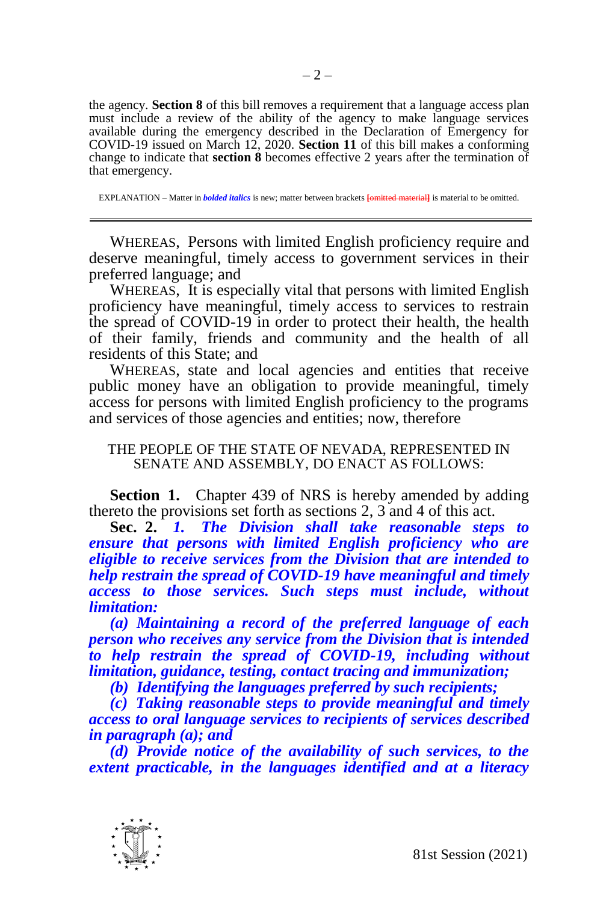the agency. **Section 8** of this bill removes a requirement that a language access plan must include a review of the ability of the agency to make language services available during the emergency described in the Declaration of Emergency for COVID-19 issued on March 12, 2020. **Section 11** of this bill makes a conforming change to indicate that **section 8** becomes effective 2 years after the termination of that emergency.

EXPLANATION – Matter in ***bolded italics*** is new; matter between brackets ~~[omitted material]~~ is material to be omitted.

---

WHEREAS, Persons with limited English proficiency require and deserve meaningful, timely access to government services in their preferred language; and

WHEREAS, It is especially vital that persons with limited English proficiency have meaningful, timely access to services to restrain the spread of COVID-19 in order to protect their health, the health of their family, friends and community and the health of all residents of this State; and

WHEREAS, state and local agencies and entities that receive public money have an obligation to provide meaningful, timely access for persons with limited English proficiency to the programs and services of those agencies and entities; now, therefore

THE PEOPLE OF THE STATE OF NEVADA, REPRESENTED IN SENATE AND ASSEMBLY, DO ENACT AS FOLLOWS:

**Section 1.** Chapter 439 of NRS is hereby amended by adding thereto the provisions set forth as sections 2, 3 and 4 of this act.

**Sec. 2.** ***1. The Division shall take reasonable steps to ensure that persons with limited English proficiency who are eligible to receive services from the Division that are intended to help restrain the spread of COVID-19 have meaningful and timely access to those services. Such steps must include, without limitation:***

***(a) Maintaining a record of the preferred language of each person who receives any service from the Division that is intended to help restrain the spread of COVID-19, including without limitation, guidance, testing, contact tracing and immunization;***

***(b) Identifying the languages preferred by such recipients;***

***(c) Taking reasonable steps to provide meaningful and timely access to oral language services to recipients of services described in paragraph (a); and***

***(d) Provide notice of the availability of such services, to the extent practicable, in the languages identified and at a literacy***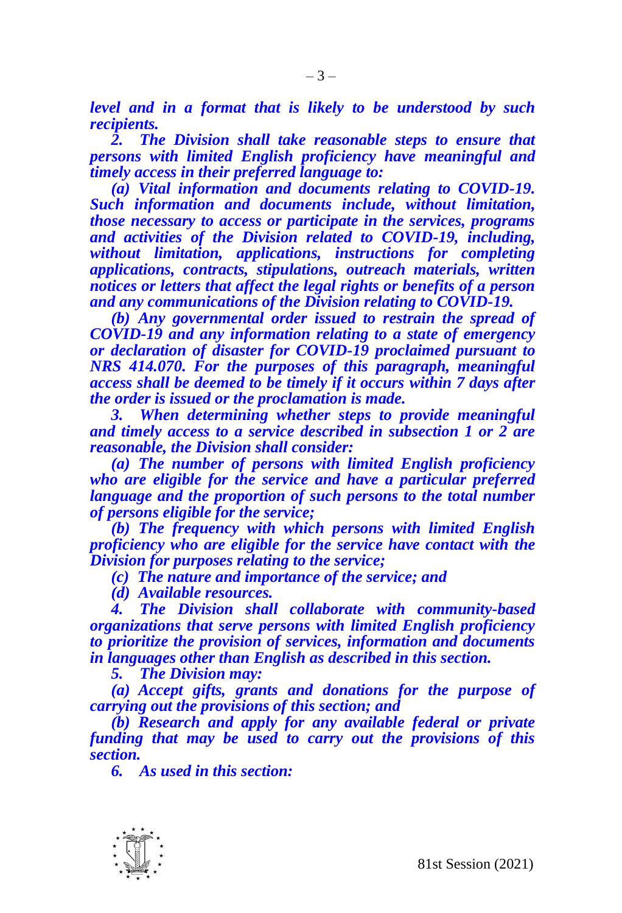***level and in a format that is likely to be understood by such recipients.***

***2. The Division shall take reasonable steps to ensure that persons with limited English proficiency have meaningful and timely access in their preferred language to:***

***(a) Vital information and documents relating to COVID-19. Such information and documents include, without limitation, those necessary to access or participate in the services, programs and activities of the Division related to COVID-19, including, without limitation, applications, instructions for completing applications, contracts, stipulations, outreach materials, written notices or letters that affect the legal rights or benefits of a person and any communications of the Division relating to COVID-19.***

***(b) Any governmental order issued to restrain the spread of COVID-19 and any information relating to a state of emergency or declaration of disaster for COVID-19 proclaimed pursuant to NRS 414.070. For the purposes of this paragraph, meaningful access shall be deemed to be timely if it occurs within 7 days after the order is issued or the proclamation is made.***

***3. When determining whether steps to provide meaningful and timely access to a service described in subsection 1 or 2 are reasonable, the Division shall consider:***

***(a) The number of persons with limited English proficiency who are eligible for the service and have a particular preferred language and the proportion of such persons to the total number of persons eligible for the service;***

***(b) The frequency with which persons with limited English proficiency who are eligible for the service have contact with the Division for purposes relating to the service;***

***(c) The nature and importance of the service; and***

***(d) Available resources.***

***4. The Division shall collaborate with community-based organizations that serve persons with limited English proficiency to prioritize the provision of services, information and documents in languages other than English as described in this section.***

***5. The Division may:***

***(a) Accept gifts, grants and donations for the purpose of carrying out the provisions of this section; and***

***(b) Research and apply for any available federal or private funding that may be used to carry out the provisions of this section.***

***6. As used in this section:***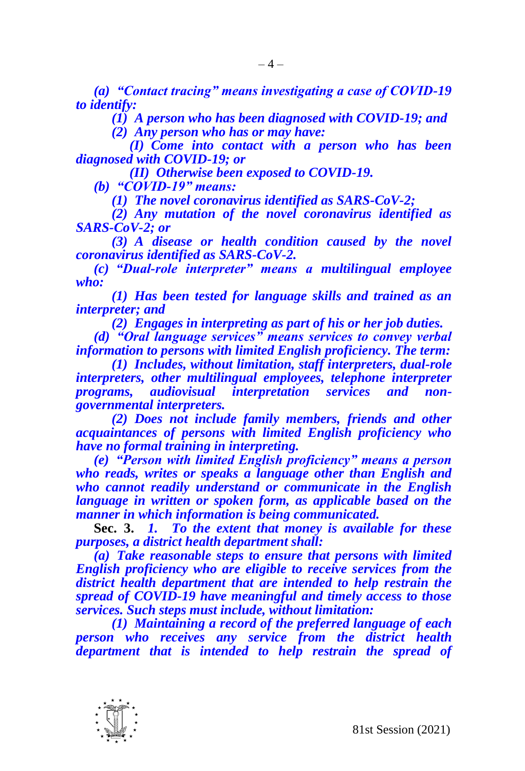*(a) "Contact tracing" means investigating a case of COVID-19 to identify:*

*(1) A person who has been diagnosed with COVID-19; and*

*(2) Any person who has or may have:*

*(I) Come into contact with a person who has been diagnosed with COVID-19; or*

*(II) Otherwise been exposed to COVID-19.*

*(b) "COVID-19" means:*

*(1) The novel coronavirus identified as SARS-CoV-2;*

*(2) Any mutation of the novel coronavirus identified as SARS-CoV-2; or*

*(3) A disease or health condition caused by the novel coronavirus identified as SARS-CoV-2.*

*(c) "Dual-role interpreter" means a multilingual employee who:*

*(1) Has been tested for language skills and trained as an interpreter; and*

*(2) Engages in interpreting as part of his or her job duties.*

*(d) "Oral language services" means services to convey verbal information to persons with limited English proficiency. The term:*

*(1) Includes, without limitation, staff interpreters, dual-role interpreters, other multilingual employees, telephone interpreter programs, audiovisual interpretation services and non-governmental interpreters.*

*(2) Does not include family members, friends and other acquaintances of persons with limited English proficiency who have no formal training in interpreting.*

*(e) "Person with limited English proficiency" means a person who reads, writes or speaks a language other than English and who cannot readily understand or communicate in the English language in written or spoken form, as applicable based on the manner in which information is being communicated.*

**Sec. 3.** *1. To the extent that money is available for these purposes, a district health department shall:*

*(a) Take reasonable steps to ensure that persons with limited English proficiency who are eligible to receive services from the district health department that are intended to help restrain the spread of COVID-19 have meaningful and timely access to those services. Such steps must include, without limitation:*

*(1) Maintaining a record of the preferred language of each person who receives any service from the district health department that is intended to help restrain the spread of*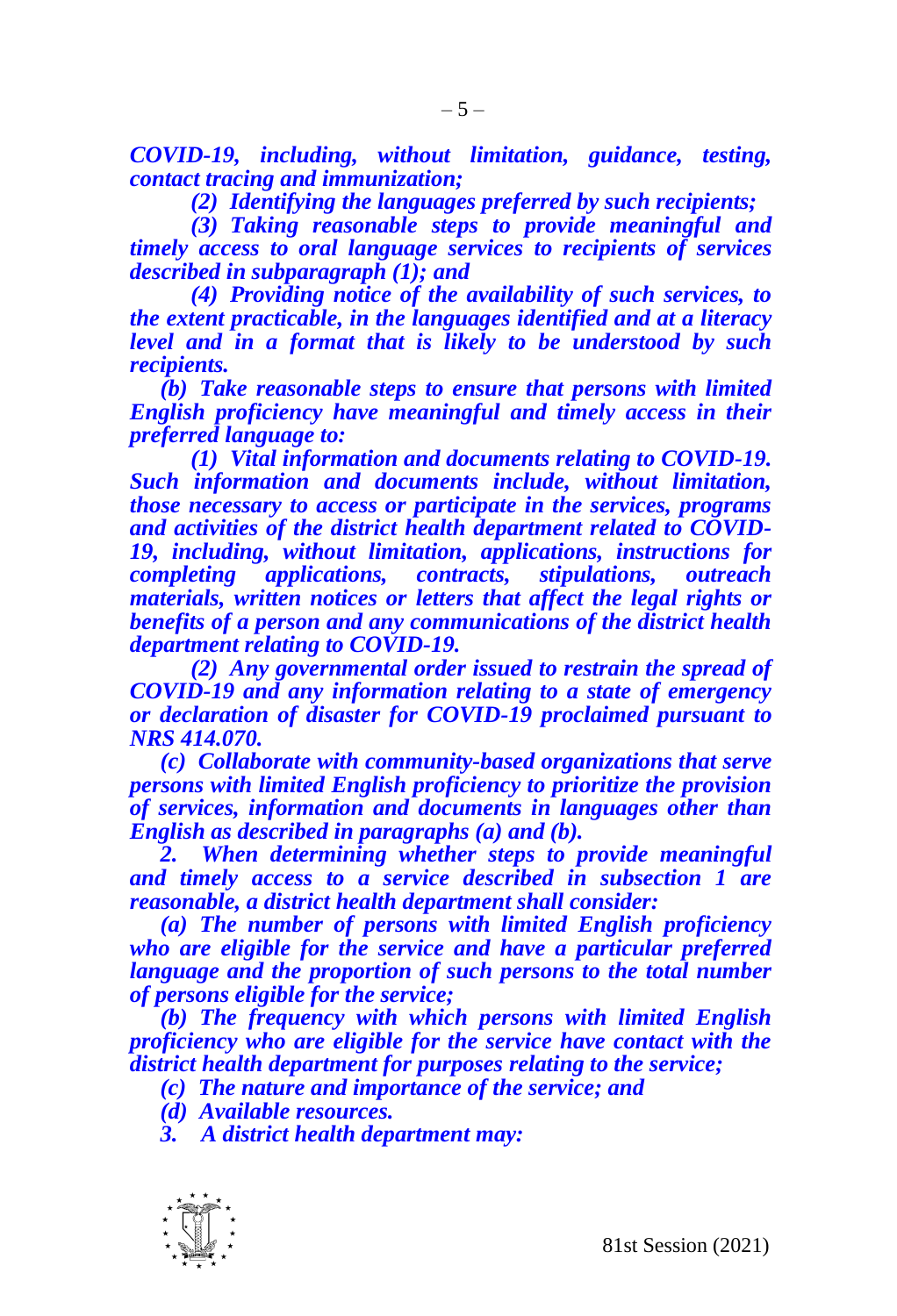*COVID-19, including, without limitation, guidance, testing, contact tracing and immunization;*

*(2) Identifying the languages preferred by such recipients;*

*(3) Taking reasonable steps to provide meaningful and timely access to oral language services to recipients of services described in subparagraph (1); and*

*(4) Providing notice of the availability of such services, to the extent practicable, in the languages identified and at a literacy level and in a format that is likely to be understood by such recipients.*

*(b) Take reasonable steps to ensure that persons with limited English proficiency have meaningful and timely access in their preferred language to:*

*(1) Vital information and documents relating to COVID-19. Such information and documents include, without limitation, those necessary to access or participate in the services, programs and activities of the district health department related to COVID-19, including, without limitation, applications, instructions for completing applications, contracts, stipulations, outreach materials, written notices or letters that affect the legal rights or benefits of a person and any communications of the district health department relating to COVID-19.*

*(2) Any governmental order issued to restrain the spread of COVID-19 and any information relating to a state of emergency or declaration of disaster for COVID-19 proclaimed pursuant to NRS 414.070.*

*(c) Collaborate with community-based organizations that serve persons with limited English proficiency to prioritize the provision of services, information and documents in languages other than English as described in paragraphs (a) and (b).*

*2. When determining whether steps to provide meaningful and timely access to a service described in subsection 1 are reasonable, a district health department shall consider:*

*(a) The number of persons with limited English proficiency who are eligible for the service and have a particular preferred language and the proportion of such persons to the total number of persons eligible for the service;*

*(b) The frequency with which persons with limited English proficiency who are eligible for the service have contact with the district health department for purposes relating to the service;*

*(c) The nature and importance of the service; and*

*(d) Available resources.*

*3. A district health department may:*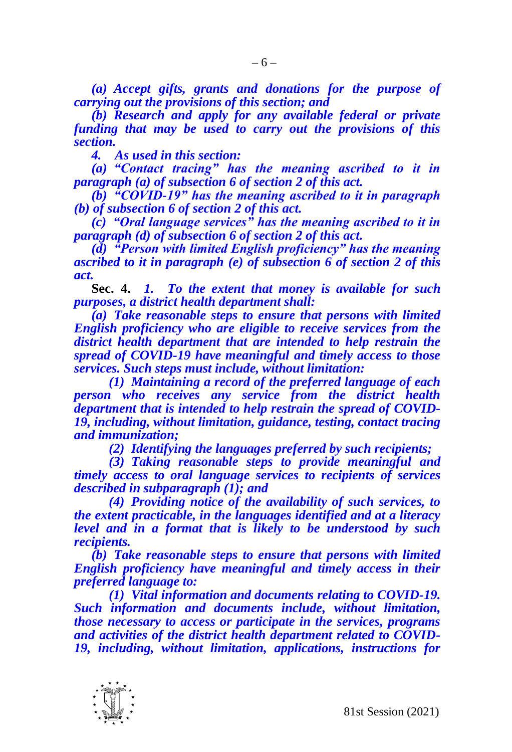*(a) Accept gifts, grants and donations for the purpose of carrying out the provisions of this section; and*

*(b) Research and apply for any available federal or private funding that may be used to carry out the provisions of this section.*

*4. As used in this section:*

*(a) "Contact tracing" has the meaning ascribed to it in paragraph (a) of subsection 6 of section 2 of this act.*

*(b) "COVID-19" has the meaning ascribed to it in paragraph (b) of subsection 6 of section 2 of this act.*

*(c) "Oral language services" has the meaning ascribed to it in paragraph (d) of subsection 6 of section 2 of this act.*

*(d) "Person with limited English proficiency" has the meaning ascribed to it in paragraph (e) of subsection 6 of section 2 of this act.*

**Sec. 4.** *1. To the extent that money is available for such purposes, a district health department shall:*

*(a) Take reasonable steps to ensure that persons with limited English proficiency who are eligible to receive services from the district health department that are intended to help restrain the spread of COVID-19 have meaningful and timely access to those services. Such steps must include, without limitation:*

*(1) Maintaining a record of the preferred language of each person who receives any service from the district health department that is intended to help restrain the spread of COVID-19, including, without limitation, guidance, testing, contact tracing and immunization;*

*(2) Identifying the languages preferred by such recipients;*

*(3) Taking reasonable steps to provide meaningful and timely access to oral language services to recipients of services described in subparagraph (1); and*

*(4) Providing notice of the availability of such services, to the extent practicable, in the languages identified and at a literacy level and in a format that is likely to be understood by such recipients.*

*(b) Take reasonable steps to ensure that persons with limited English proficiency have meaningful and timely access in their preferred language to:*

*(1) Vital information and documents relating to COVID-19. Such information and documents include, without limitation, those necessary to access or participate in the services, programs and activities of the district health department related to COVID-19, including, without limitation, applications, instructions for*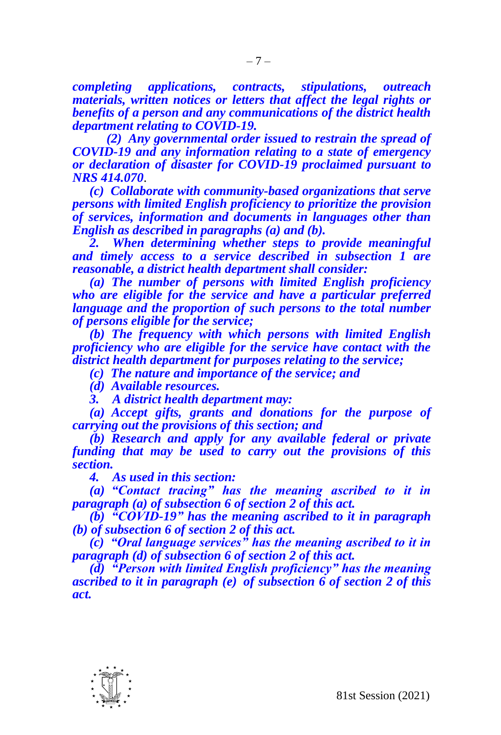***completing applications, contracts, stipulations, outreach materials, written notices or letters that affect the legal rights or benefits of a person and any communications of the district health department relating to COVID-19.***

***(2) Any governmental order issued to restrain the spread of COVID-19 and any information relating to a state of emergency or declaration of disaster for COVID-19 proclaimed pursuant to NRS 414.070*****.**

***(c) Collaborate with community-based organizations that serve persons with limited English proficiency to prioritize the provision of services, information and documents in languages other than English as described in paragraphs (a) and (b).***

***2. When determining whether steps to provide meaningful and timely access to a service described in subsection 1 are reasonable, a district health department shall consider:***

***(a) The number of persons with limited English proficiency who are eligible for the service and have a particular preferred language and the proportion of such persons to the total number of persons eligible for the service;***

***(b) The frequency with which persons with limited English proficiency who are eligible for the service have contact with the district health department for purposes relating to the service;***

***(c) The nature and importance of the service; and***

***(d) Available resources.***

***3. A district health department may:***

***(a) Accept gifts, grants and donations for the purpose of carrying out the provisions of this section; and***

***(b) Research and apply for any available federal or private funding that may be used to carry out the provisions of this section.***

***4. As used in this section:***

***(a) "Contact tracing" has the meaning ascribed to it in paragraph (a) of subsection 6 of section 2 of this act.***

***(b) "COVID-19" has the meaning ascribed to it in paragraph (b) of subsection 6 of section 2 of this act.***

***(c) "Oral language services" has the meaning ascribed to it in paragraph (d) of subsection 6 of section 2 of this act.***

***(d) "Person with limited English proficiency" has the meaning ascribed to it in paragraph (e) of subsection 6 of section 2 of this act.***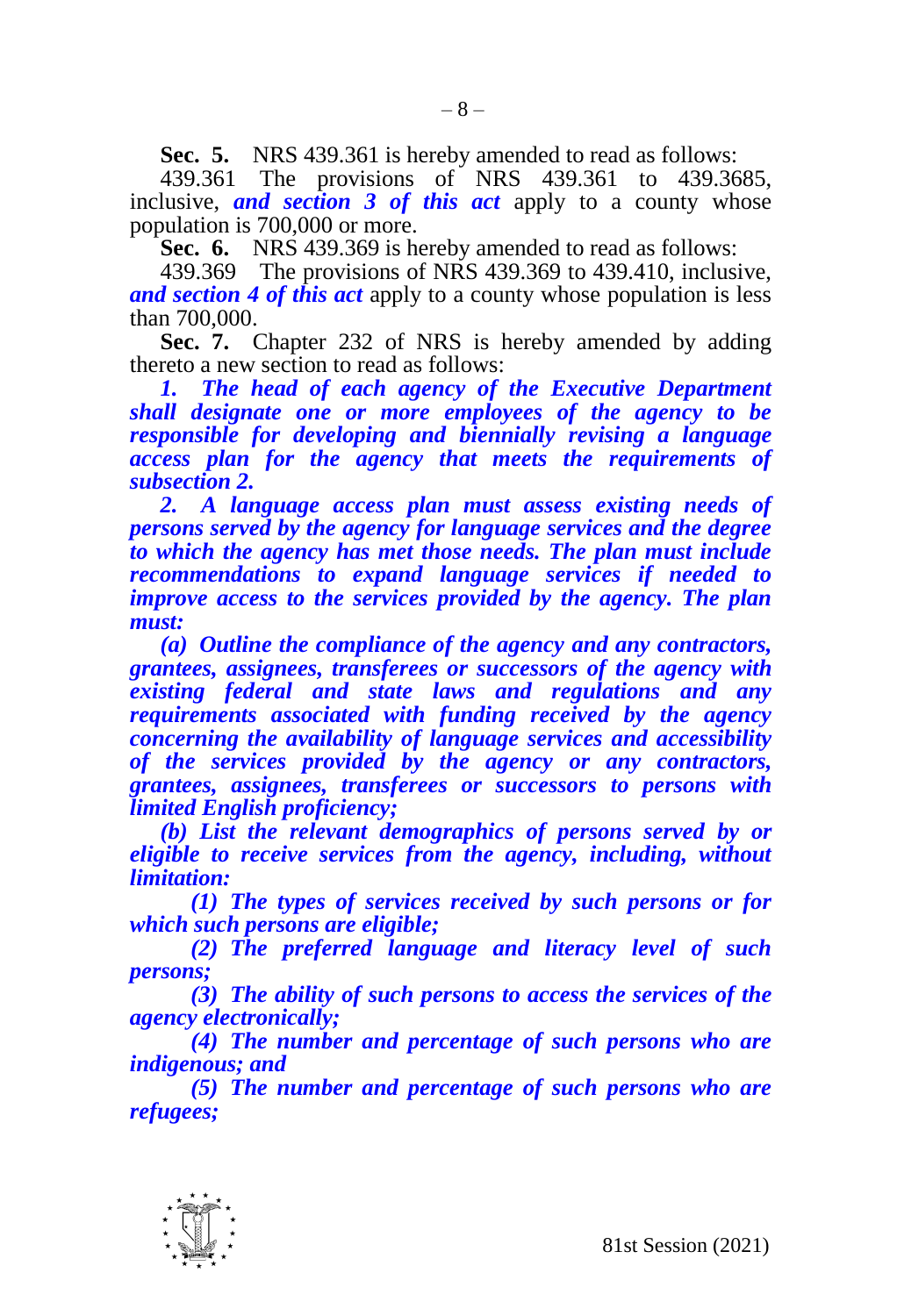**Sec. 5.** NRS 439.361 is hereby amended to read as follows:

439.361 The provisions of NRS 439.361 to 439.3685, inclusive, ***and section 3 of this act*** apply to a county whose population is 700,000 or more.

**Sec. 6.** NRS 439.369 is hereby amended to read as follows:

439.369 The provisions of NRS 439.369 to 439.410, inclusive, ***and section 4 of this act*** apply to a county whose population is less than 700,000.

**Sec. 7.** Chapter 232 of NRS is hereby amended by adding thereto a new section to read as follows:

***1. The head of each agency of the Executive Department shall designate one or more employees of the agency to be responsible for developing and biennially revising a language access plan for the agency that meets the requirements of subsection 2.***

***2. A language access plan must assess existing needs of persons served by the agency for language services and the degree to which the agency has met those needs. The plan must include recommendations to expand language services if needed to improve access to the services provided by the agency. The plan must:***

***(a) Outline the compliance of the agency and any contractors, grantees, assignees, transferees or successors of the agency with existing federal and state laws and regulations and any requirements associated with funding received by the agency concerning the availability of language services and accessibility of the services provided by the agency or any contractors, grantees, assignees, transferees or successors to persons with limited English proficiency;***

***(b) List the relevant demographics of persons served by or eligible to receive services from the agency, including, without limitation:***

***(1) The types of services received by such persons or for which such persons are eligible;***

***(2) The preferred language and literacy level of such persons;***

***(3) The ability of such persons to access the services of the agency electronically;***

***(4) The number and percentage of such persons who are indigenous; and***

***(5) The number and percentage of such persons who are refugees;***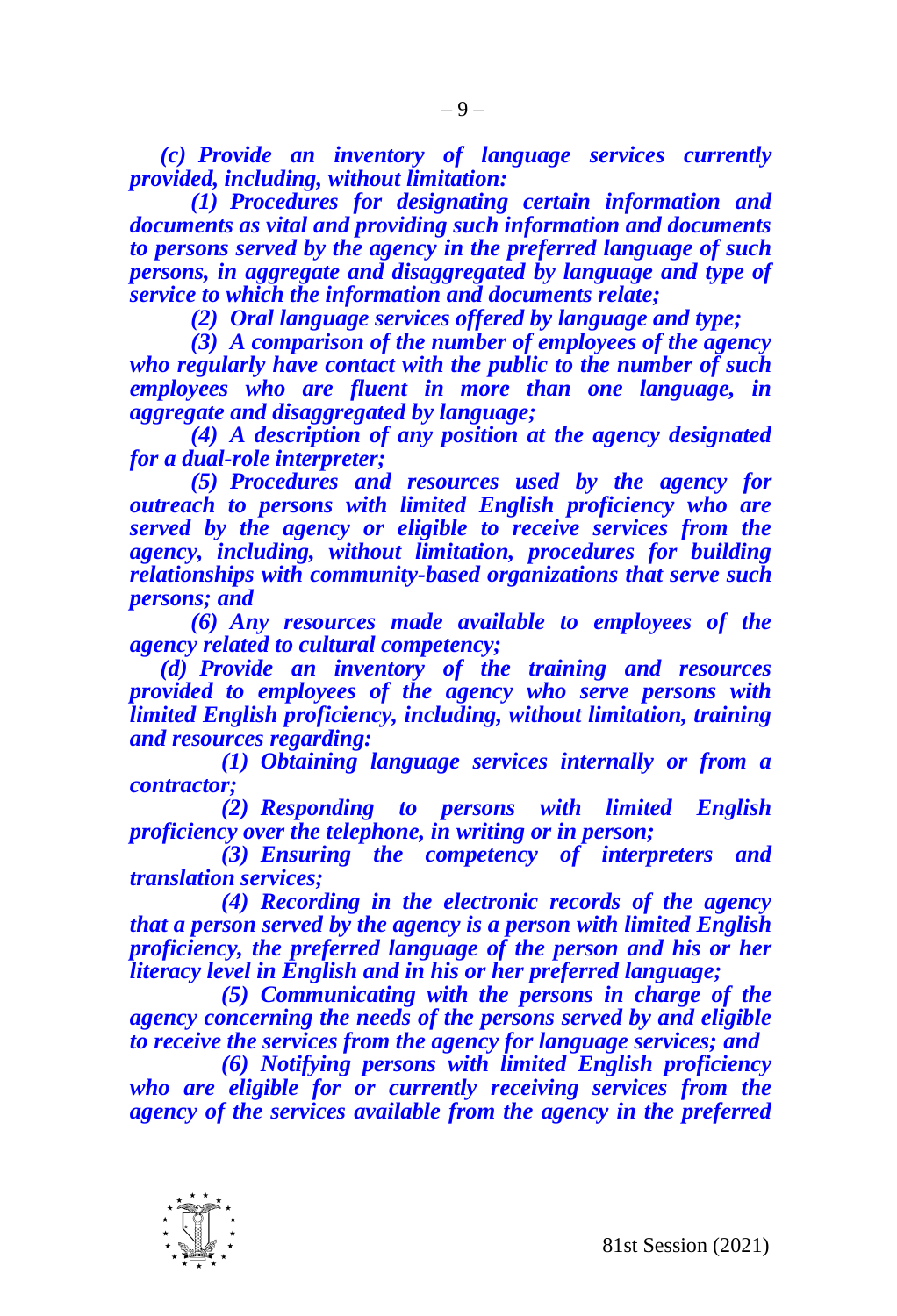*(c) Provide an inventory of language services currently provided, including, without limitation:*

*(1) Procedures for designating certain information and documents as vital and providing such information and documents to persons served by the agency in the preferred language of such persons, in aggregate and disaggregated by language and type of service to which the information and documents relate;*

*(2) Oral language services offered by language and type;*

*(3) A comparison of the number of employees of the agency who regularly have contact with the public to the number of such employees who are fluent in more than one language, in aggregate and disaggregated by language;*

*(4) A description of any position at the agency designated for a dual-role interpreter;*

*(5) Procedures and resources used by the agency for outreach to persons with limited English proficiency who are served by the agency or eligible to receive services from the agency, including, without limitation, procedures for building relationships with community-based organizations that serve such persons; and*

*(6) Any resources made available to employees of the agency related to cultural competency;*

*(d) Provide an inventory of the training and resources provided to employees of the agency who serve persons with limited English proficiency, including, without limitation, training and resources regarding:*

*(1) Obtaining language services internally or from a contractor;*

*(2) Responding to persons with limited English proficiency over the telephone, in writing or in person;*

*(3) Ensuring the competency of interpreters and translation services;*

*(4) Recording in the electronic records of the agency that a person served by the agency is a person with limited English proficiency, the preferred language of the person and his or her literacy level in English and in his or her preferred language;*

*(5) Communicating with the persons in charge of the agency concerning the needs of the persons served by and eligible to receive the services from the agency for language services; and*

*(6) Notifying persons with limited English proficiency who are eligible for or currently receiving services from the agency of the services available from the agency in the preferred*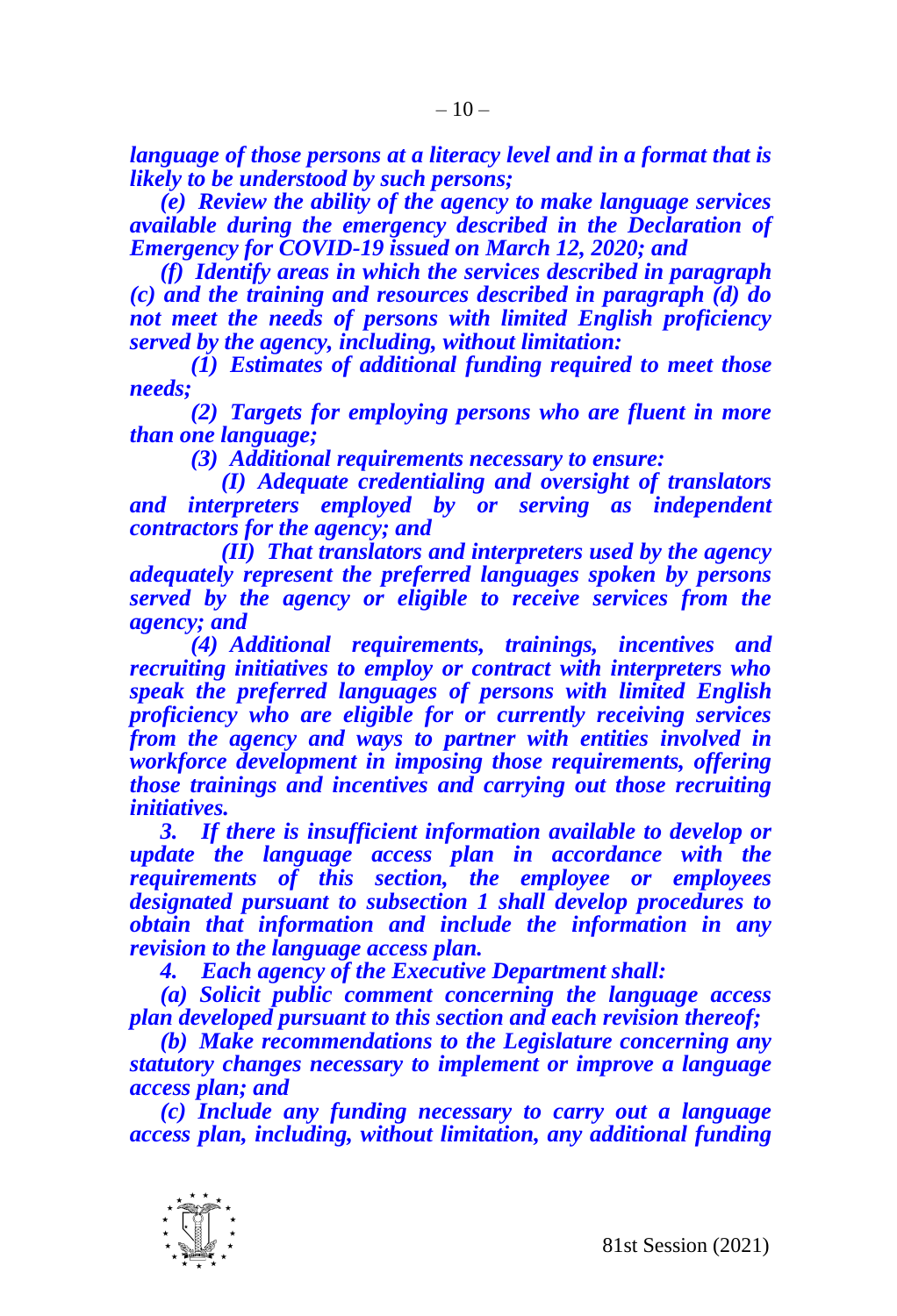***language of those persons at a literacy level and in a format that is likely to be understood by such persons;***

***(e) Review the ability of the agency to make language services available during the emergency described in the Declaration of Emergency for COVID-19 issued on March 12, 2020; and***

***(f) Identify areas in which the services described in paragraph (c) and the training and resources described in paragraph (d) do not meet the needs of persons with limited English proficiency served by the agency, including, without limitation:***

***(1) Estimates of additional funding required to meet those needs;***

***(2) Targets for employing persons who are fluent in more than one language;***

***(3) Additional requirements necessary to ensure:***

***(I) Adequate credentialing and oversight of translators and interpreters employed by or serving as independent contractors for the agency; and***

***(II) That translators and interpreters used by the agency adequately represent the preferred languages spoken by persons served by the agency or eligible to receive services from the agency; and***

***(4) Additional requirements, trainings, incentives and recruiting initiatives to employ or contract with interpreters who speak the preferred languages of persons with limited English proficiency who are eligible for or currently receiving services from the agency and ways to partner with entities involved in workforce development in imposing those requirements, offering those trainings and incentives and carrying out those recruiting initiatives.***

***3. If there is insufficient information available to develop or update the language access plan in accordance with the requirements of this section, the employee or employees designated pursuant to subsection 1 shall develop procedures to obtain that information and include the information in any revision to the language access plan.***

***4. Each agency of the Executive Department shall:***

***(a) Solicit public comment concerning the language access plan developed pursuant to this section and each revision thereof;***

***(b) Make recommendations to the Legislature concerning any statutory changes necessary to implement or improve a language access plan; and***

***(c) Include any funding necessary to carry out a language access plan, including, without limitation, any additional funding***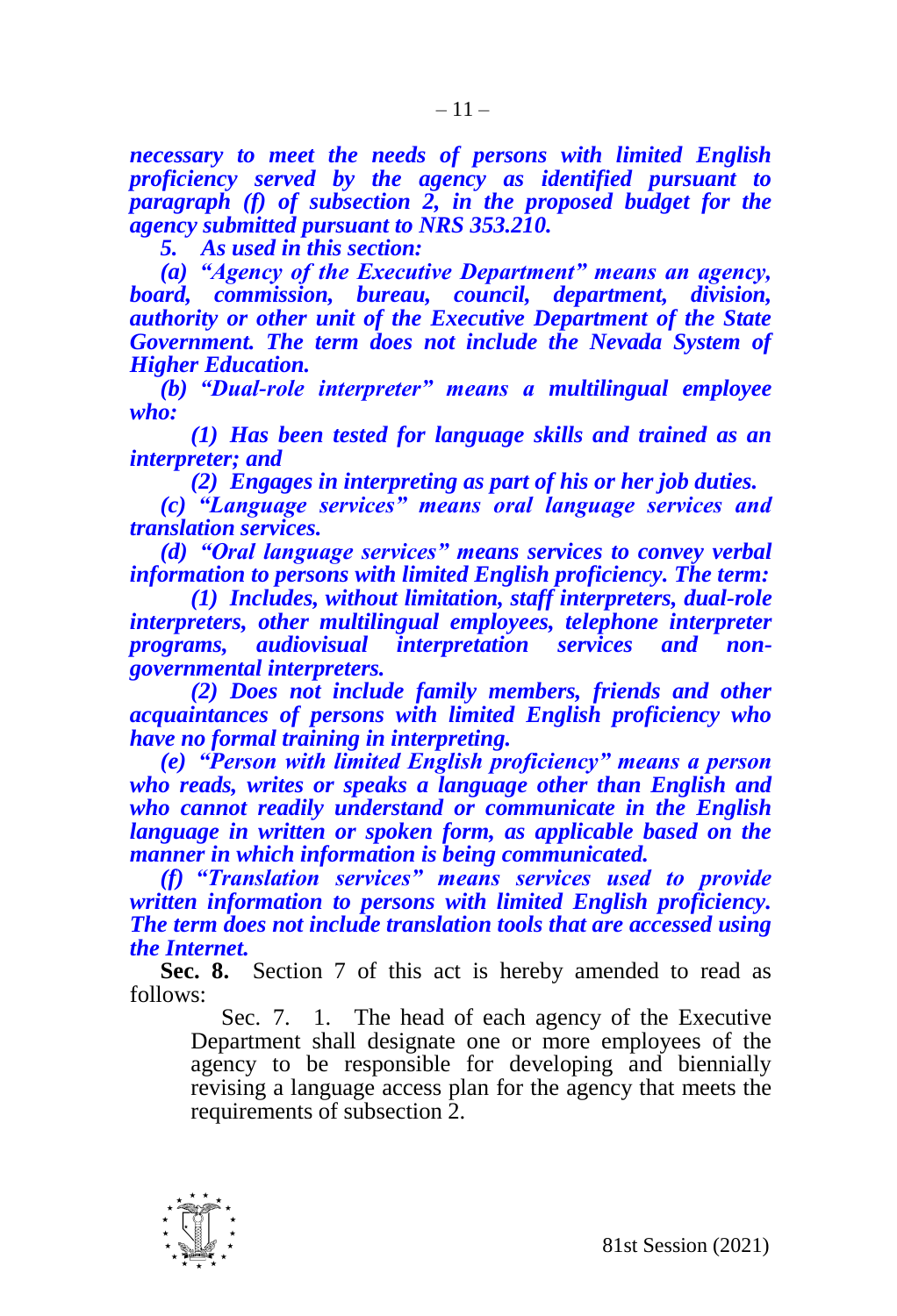***necessary to meet the needs of persons with limited English proficiency served by the agency as identified pursuant to paragraph (f) of subsection 2, in the proposed budget for the agency submitted pursuant to NRS 353.210.***

***5. As used in this section:***

***(a) "Agency of the Executive Department" means an agency, board, commission, bureau, council, department, division, authority or other unit of the Executive Department of the State Government. The term does not include the Nevada System of Higher Education.***

***(b) "Dual-role interpreter" means a multilingual employee who:***

***(1) Has been tested for language skills and trained as an interpreter; and***

***(2) Engages in interpreting as part of his or her job duties.***

***(c) "Language services" means oral language services and translation services.***

***(d) "Oral language services" means services to convey verbal information to persons with limited English proficiency. The term:***

***(1) Includes, without limitation, staff interpreters, dual-role interpreters, other multilingual employees, telephone interpreter programs, audiovisual interpretation services and non-governmental interpreters.***

***(2) Does not include family members, friends and other acquaintances of persons with limited English proficiency who have no formal training in interpreting.***

***(e) "Person with limited English proficiency" means a person who reads, writes or speaks a language other than English and who cannot readily understand or communicate in the English language in written or spoken form, as applicable based on the manner in which information is being communicated.***

***(f) "Translation services" means services used to provide written information to persons with limited English proficiency. The term does not include translation tools that are accessed using the Internet.***

**Sec. 8.** Section 7 of this act is hereby amended to read as follows:

> Sec. 7. 1. The head of each agency of the Executive Department shall designate one or more employees of the agency to be responsible for developing and biennially revising a language access plan for the agency that meets the requirements of subsection 2.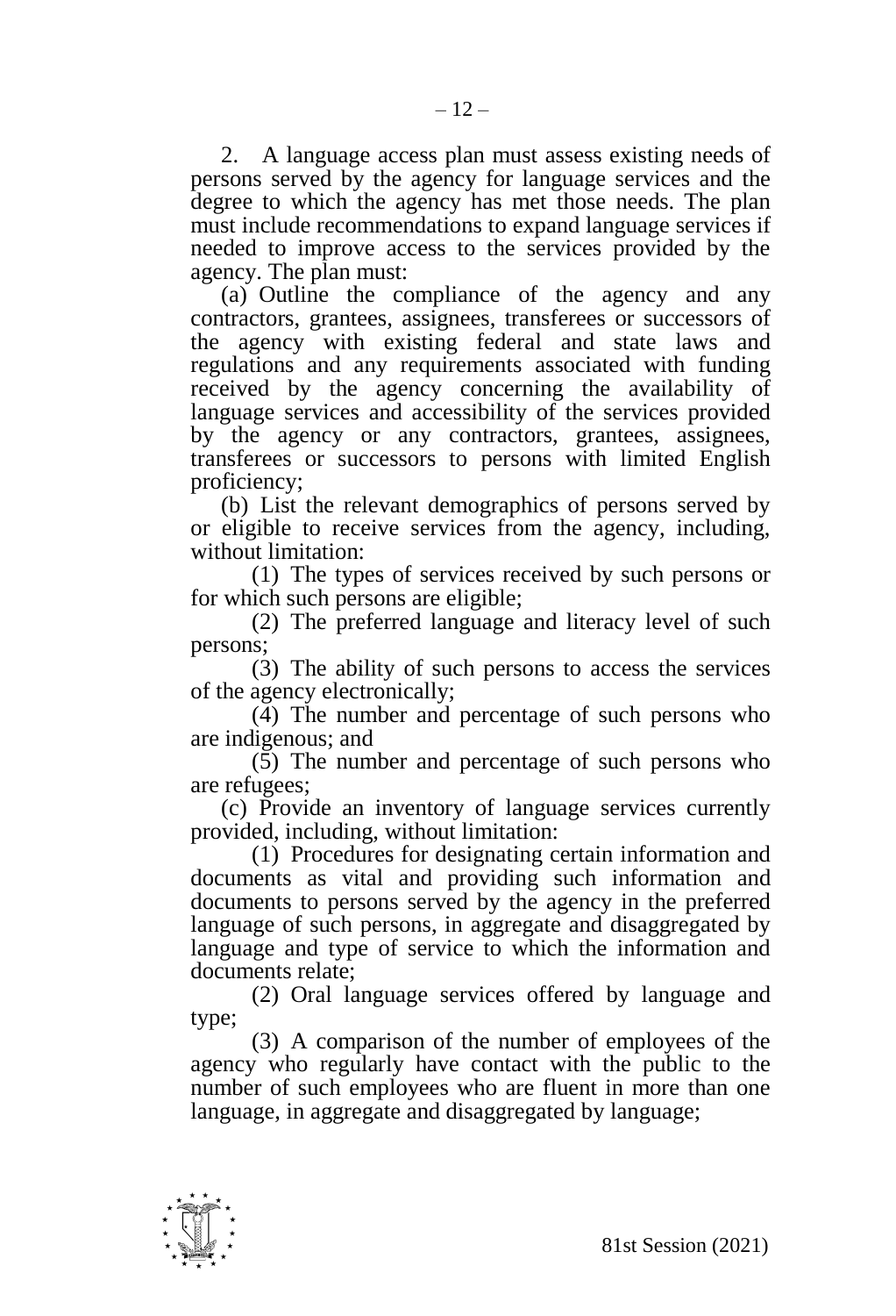2. A language access plan must assess existing needs of persons served by the agency for language services and the degree to which the agency has met those needs. The plan must include recommendations to expand language services if needed to improve access to the services provided by the agency. The plan must:

(a) Outline the compliance of the agency and any contractors, grantees, assignees, transferees or successors of the agency with existing federal and state laws and regulations and any requirements associated with funding received by the agency concerning the availability of language services and accessibility of the services provided by the agency or any contractors, grantees, assignees, transferees or successors to persons with limited English proficiency;

(b) List the relevant demographics of persons served by or eligible to receive services from the agency, including, without limitation:

(1) The types of services received by such persons or for which such persons are eligible;

(2) The preferred language and literacy level of such persons;

(3) The ability of such persons to access the services of the agency electronically;

(4) The number and percentage of such persons who are indigenous; and

(5) The number and percentage of such persons who are refugees;

(c) Provide an inventory of language services currently provided, including, without limitation:

(1) Procedures for designating certain information and documents as vital and providing such information and documents to persons served by the agency in the preferred language of such persons, in aggregate and disaggregated by language and type of service to which the information and documents relate;

(2) Oral language services offered by language and type;

(3) A comparison of the number of employees of the agency who regularly have contact with the public to the number of such employees who are fluent in more than one language, in aggregate and disaggregated by language;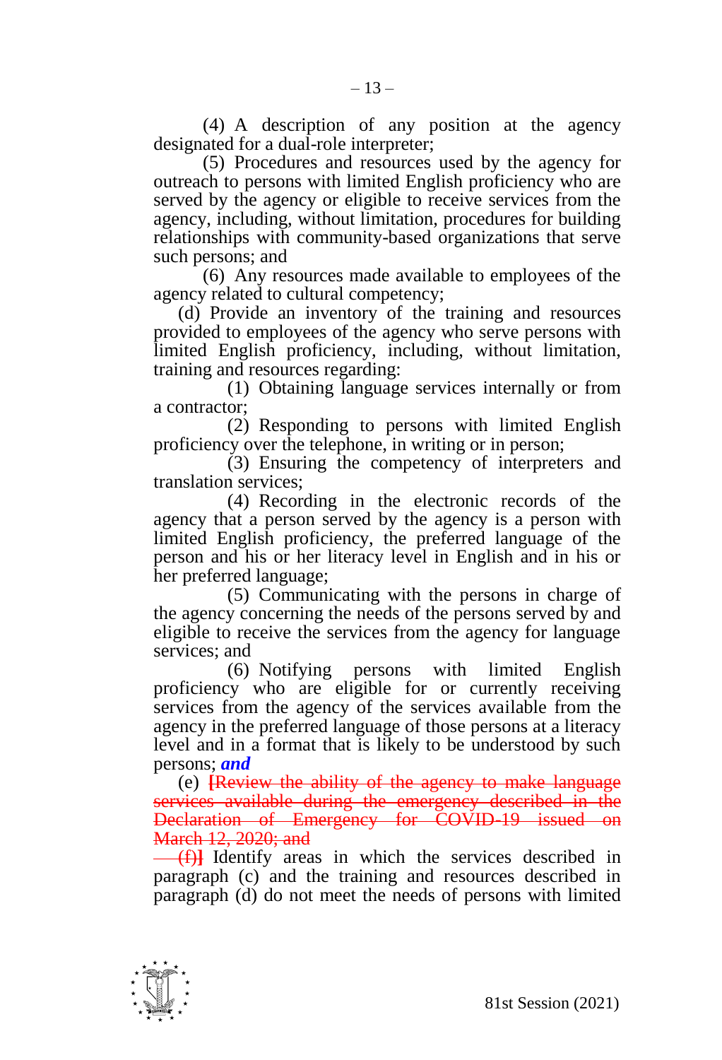(4) A description of any position at the agency designated for a dual-role interpreter;

(5) Procedures and resources used by the agency for outreach to persons with limited English proficiency who are served by the agency or eligible to receive services from the agency, including, without limitation, procedures for building relationships with community-based organizations that serve such persons; and

(6) Any resources made available to employees of the agency related to cultural competency;

(d) Provide an inventory of the training and resources provided to employees of the agency who serve persons with limited English proficiency, including, without limitation, training and resources regarding:

(1) Obtaining language services internally or from a contractor;

(2) Responding to persons with limited English proficiency over the telephone, in writing or in person;

(3) Ensuring the competency of interpreters and translation services;

(4) Recording in the electronic records of the agency that a person served by the agency is a person with limited English proficiency, the preferred language of the person and his or her literacy level in English and in his or her preferred language;

(5) Communicating with the persons in charge of the agency concerning the needs of the persons served by and eligible to receive the services from the agency for language services; and

(6) Notifying persons with limited English proficiency who are eligible for or currently receiving services from the agency of the services available from the agency in the preferred language of those persons at a literacy level and in a format that is likely to be understood by such persons; ***and***

(e) ~~[Review the ability of the agency to make language services available during the emergency described in the Declaration of Emergency for COVID-19 issued on March 12, 2020; and~~

~~(f)]~~ Identify areas in which the services described in paragraph (c) and the training and resources described in paragraph (d) do not meet the needs of persons with limited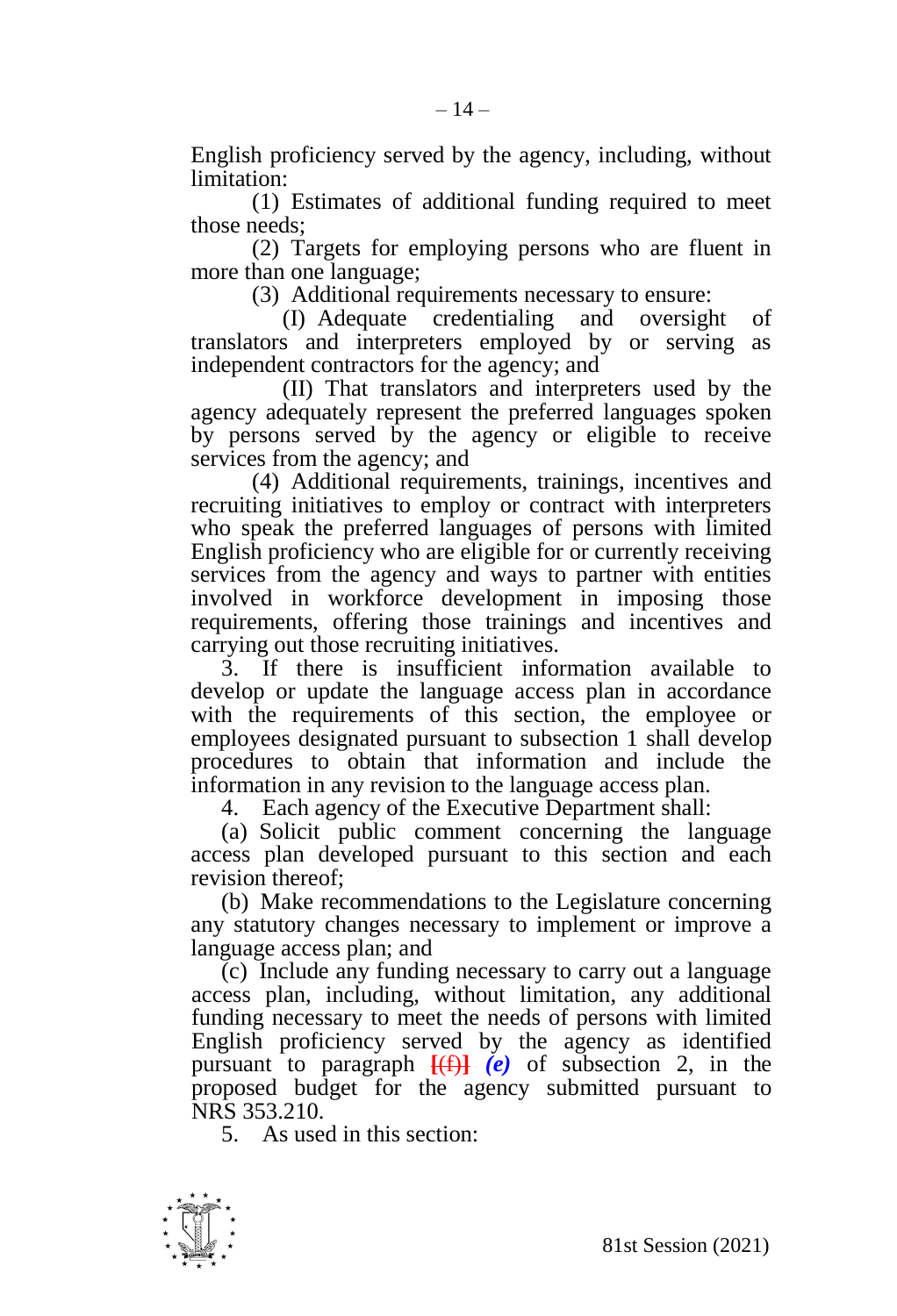English proficiency served by the agency, including, without limitation:

(1) Estimates of additional funding required to meet those needs;

(2) Targets for employing persons who are fluent in more than one language;

(3) Additional requirements necessary to ensure:

(I) Adequate credentialing and oversight of translators and interpreters employed by or serving as independent contractors for the agency; and

(II) That translators and interpreters used by the agency adequately represent the preferred languages spoken by persons served by the agency or eligible to receive services from the agency; and

(4) Additional requirements, trainings, incentives and recruiting initiatives to employ or contract with interpreters who speak the preferred languages of persons with limited English proficiency who are eligible for or currently receiving services from the agency and ways to partner with entities involved in workforce development in imposing those requirements, offering those trainings and incentives and carrying out those recruiting initiatives.

3. If there is insufficient information available to develop or update the language access plan in accordance with the requirements of this section, the employee or employees designated pursuant to subsection 1 shall develop procedures to obtain that information and include the information in any revision to the language access plan.

4. Each agency of the Executive Department shall:

(a) Solicit public comment concerning the language access plan developed pursuant to this section and each revision thereof;

(b) Make recommendations to the Legislature concerning any statutory changes necessary to implement or improve a language access plan; and

(c) Include any funding necessary to carry out a language access plan, including, without limitation, any additional funding necessary to meet the needs of persons with limited English proficiency served by the agency as identified pursuant to paragraph [(f)] ***(e)*** of subsection 2, in the proposed budget for the agency submitted pursuant to NRS 353.210.

5. As used in this section: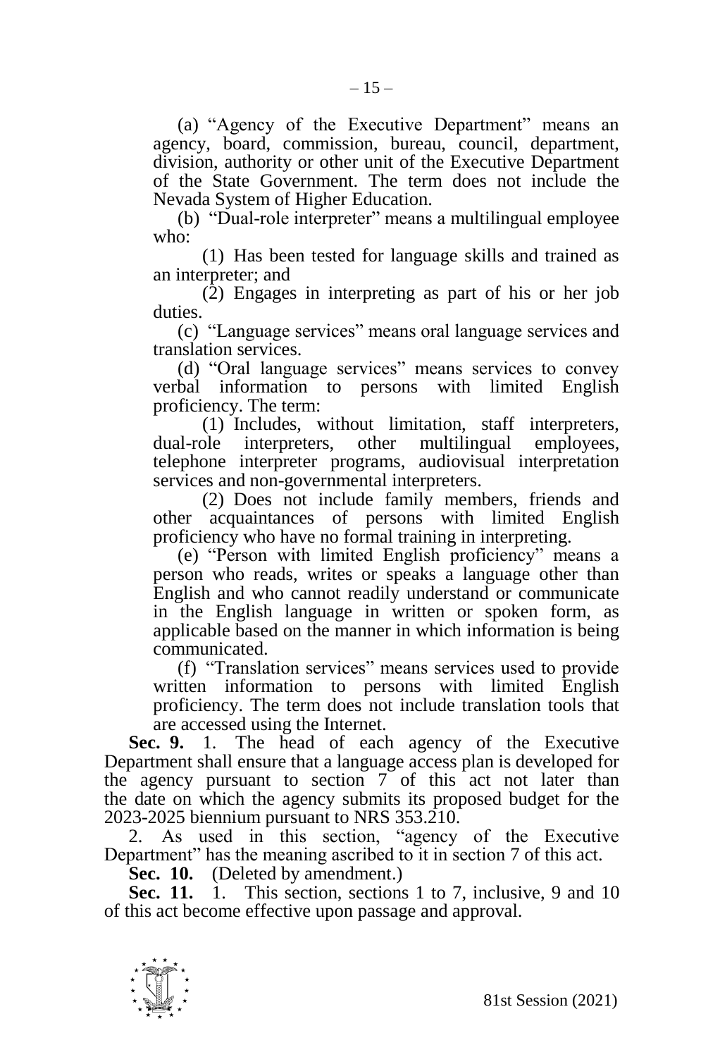(a) "Agency of the Executive Department" means an agency, board, commission, bureau, council, department, division, authority or other unit of the Executive Department of the State Government. The term does not include the Nevada System of Higher Education.

(b) "Dual-role interpreter" means a multilingual employee who:

(1) Has been tested for language skills and trained as an interpreter; and

(2) Engages in interpreting as part of his or her job duties.

(c) "Language services" means oral language services and translation services.

(d) "Oral language services" means services to convey verbal information to persons with limited English proficiency. The term:

(1) Includes, without limitation, staff interpreters, dual-role interpreters, other multilingual employees, telephone interpreter programs, audiovisual interpretation services and non-governmental interpreters.

(2) Does not include family members, friends and other acquaintances of persons with limited English proficiency who have no formal training in interpreting.

(e) "Person with limited English proficiency" means a person who reads, writes or speaks a language other than English and who cannot readily understand or communicate in the English language in written or spoken form, as applicable based on the manner in which information is being communicated.

(f) "Translation services" means services used to provide written information to persons with limited English proficiency. The term does not include translation tools that are accessed using the Internet.

**Sec. 9.** 1. The head of each agency of the Executive Department shall ensure that a language access plan is developed for the agency pursuant to section 7 of this act not later than the date on which the agency submits its proposed budget for the 2023-2025 biennium pursuant to NRS 353.210.

2. As used in this section, "agency of the Executive Department" has the meaning ascribed to it in section 7 of this act.

**Sec. 10.** (Deleted by amendment.)

**Sec. 11.** 1. This section, sections 1 to 7, inclusive, 9 and 10 of this act become effective upon passage and approval.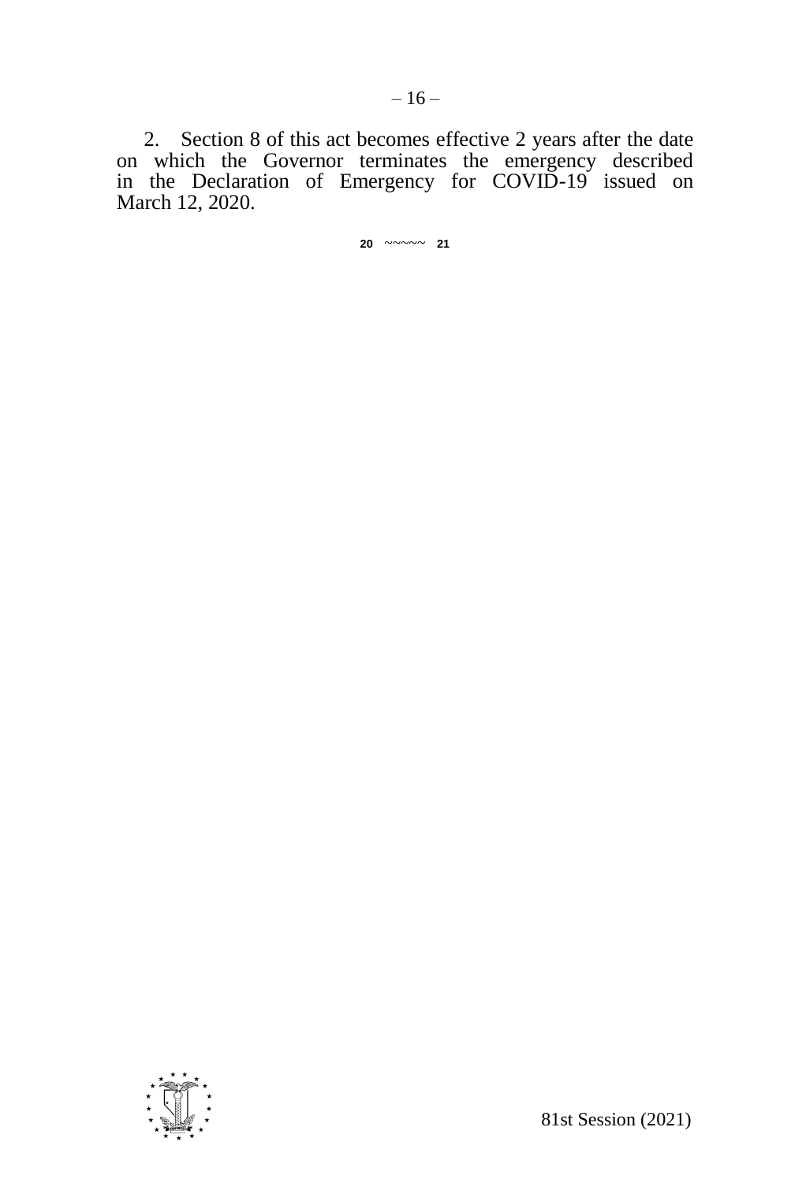2. Section 8 of this act becomes effective 2 years after the date on which the Governor terminates the emergency described in the Declaration of Emergency for COVID-19 issued on March 12, 2020.

20 ~~~~~ 21